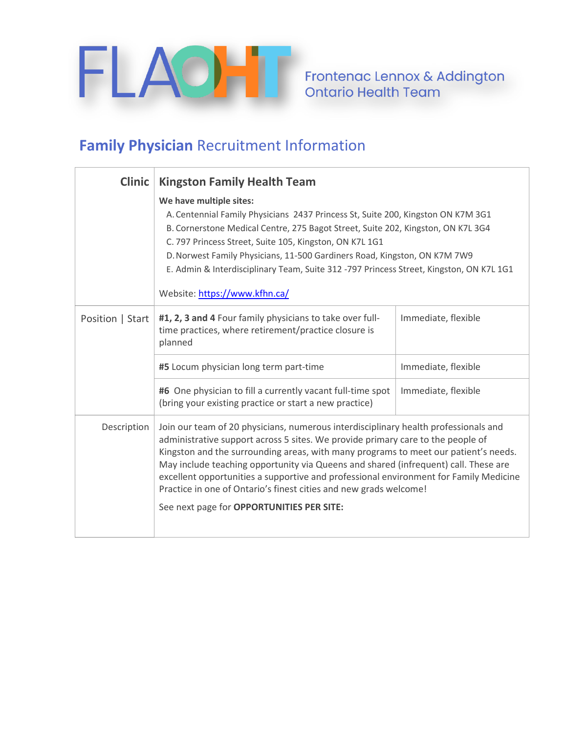FLAOHT — Frontenac Lennox & Addington Ontario Health Team

## **Family Physician** Recruitment Information

| **Clinic** | **Kingston Family Health Team**<br><br>**We have multiple sites:**<br>A. Centennial Family Physicians 2437 Princess St, Suite 200, Kingston ON K7M 3G1<br>B. Cornerstone Medical Centre, 275 Bagot Street, Suite 202, Kingston, ON K7L 3G4<br>C. 797 Princess Street, Suite 105, Kingston, ON K7L 1G1<br>D. Norwest Family Physicians, 11-500 Gardiners Road, Kingston, ON K7M 7W9<br>E. Admin & Interdisciplinary Team, Suite 312 -797 Princess Street, Kingston, ON K7L 1G1<br><br>Website: https://www.kfhn.ca/ | |
|---|---|---|
| Position \| Start | **#1, 2, 3 and 4** Four family physicians to take over full-time practices, where retirement/practice closure is planned | Immediate, flexible |
| | **#5** Locum physician long term part-time | Immediate, flexible |
| | **#6** One physician to fill a currently vacant full-time spot (bring your existing practice or start a new practice) | Immediate, flexible |
| Description | Join our team of 20 physicians, numerous interdisciplinary health professionals and administrative support across 5 sites. We provide primary care to the people of Kingston and the surrounding areas, with many programs to meet our patient's needs. May include teaching opportunity via Queens and shared (infrequent) call. These are excellent opportunities a supportive and professional environment for Family Medicine Practice in one of Ontario's finest cities and new grads welcome!<br><br>See next page for **OPPORTUNITIES PER SITE:** | |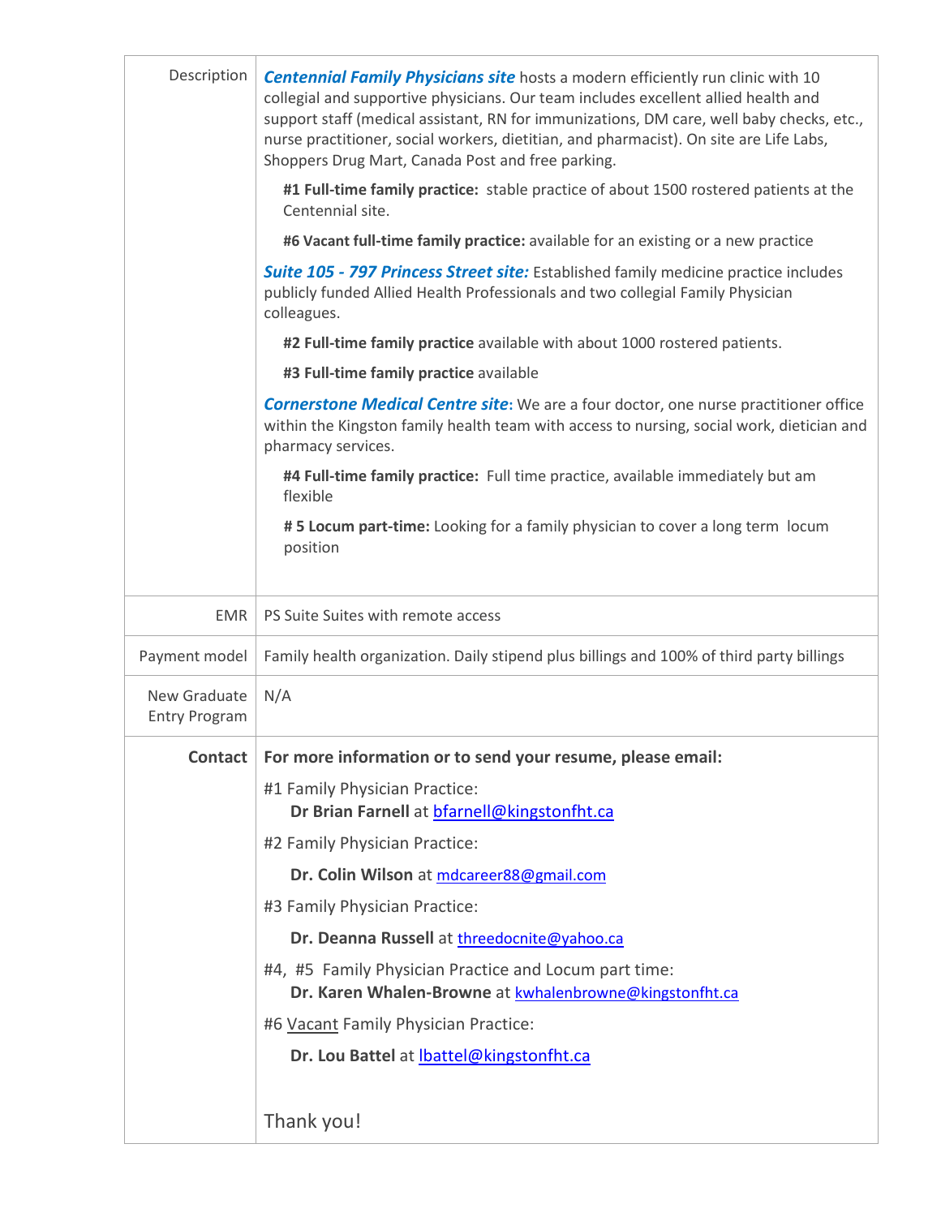| | |
|---|---|
| Description | ***Centennial Family Physicians site*** hosts a modern efficiently run clinic with 10 collegial and supportive physicians. Our team includes excellent allied health and support staff (medical assistant, RN for immunizations, DM care, well baby checks, etc., nurse practitioner, social workers, dietitian, and pharmacist). On site are Life Labs, Shoppers Drug Mart, Canada Post and free parking.<br><br>**#1 Full-time family practice:** stable practice of about 1500 rostered patients at the Centennial site.<br><br>**#6 Vacant full-time family practice:** available for an existing or a new practice<br><br>***Suite 105 - 797 Princess Street site:*** Established family medicine practice includes publicly funded Allied Health Professionals and two collegial Family Physician colleagues.<br><br>**#2 Full-time family practice** available with about 1000 rostered patients.<br><br>**#3 Full-time family practice** available<br><br>***Cornerstone Medical Centre site*:** We are a four doctor, one nurse practitioner office within the Kingston family health team with access to nursing, social work, dietician and pharmacy services.<br><br>**#4 Full-time family practice:** Full time practice, available immediately but am flexible<br><br>**# 5 Locum part-time:** Looking for a family physician to cover a long term locum position |
| EMR | PS Suite Suites with remote access |
| Payment model | Family health organization. Daily stipend plus billings and 100% of third party billings |
| New Graduate Entry Program | N/A |
| **Contact** | **For more information or to send your resume, please email:**<br><br>#1 Family Physician Practice:<br>**Dr Brian Farnell** at bfarnell@kingstonfht.ca<br><br>#2 Family Physician Practice:<br>**Dr. Colin Wilson** at mdcareer88@gmail.com<br><br>#3 Family Physician Practice:<br>**Dr. Deanna Russell** at threedocnite@yahoo.ca<br><br>#4, #5 Family Physician Practice and Locum part time:<br>**Dr. Karen Whalen-Browne** at kwhalenbrowne@kingstonfht.ca<br><br>#6 Vacant Family Physician Practice:<br>**Dr. Lou Battel** at lbattel@kingstonfht.ca<br><br>Thank you! |